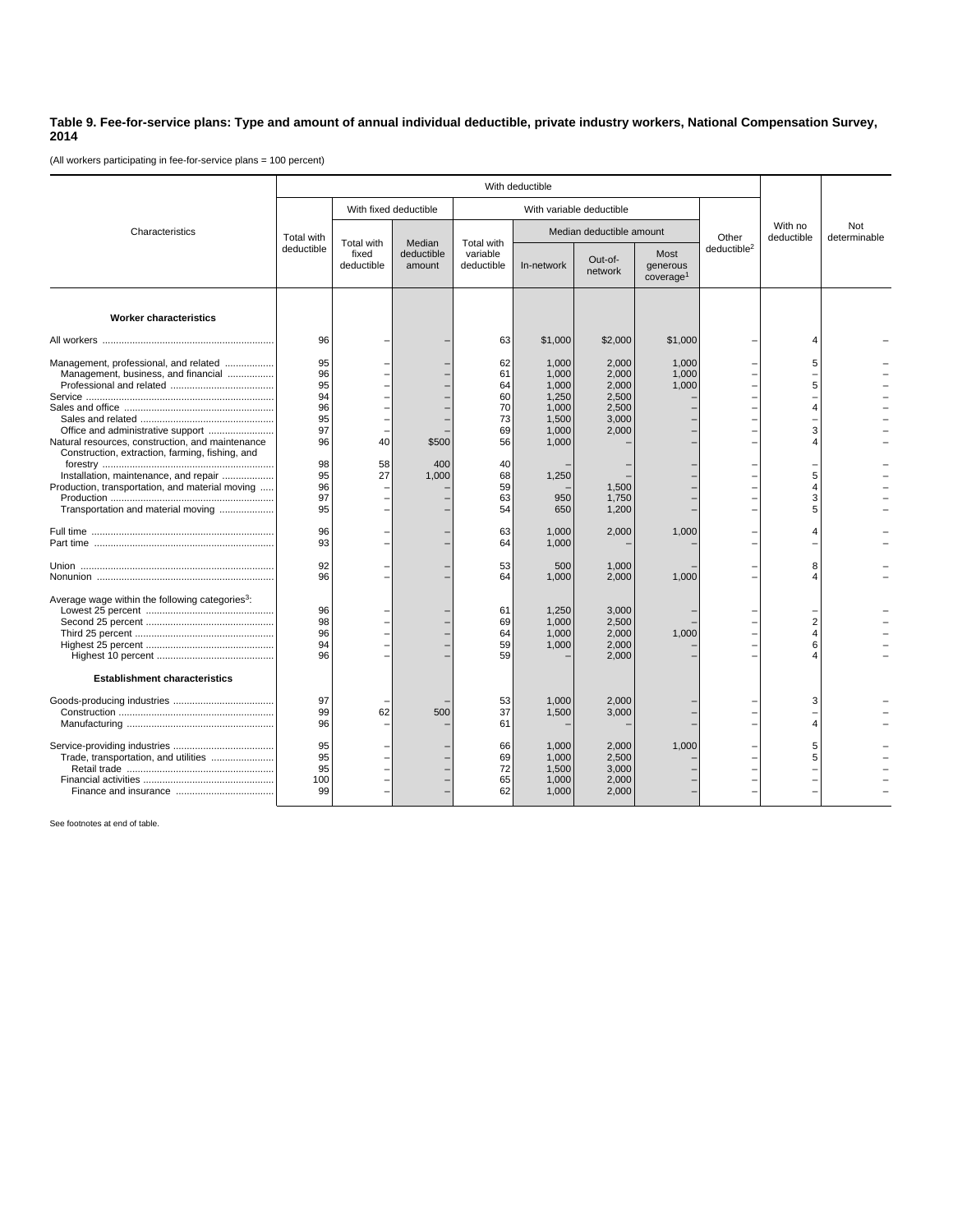**Table 9. Fee-for-service plans: Type and amount of annual individual deductible, private industry workers, National Compensation Survey, 2014**

(All workers participating in fee-for-service plans = 100 percent)

| Characteristics | With deductible | | | | | | | | With no deductible | Not determinable |
|---|---|---|---|---|---|---|---|---|---|---|
| | Total with deductible | With fixed deductible | | With variable deductible | | | | Other deductible[2] | | |
| | | Total with fixed deductible | Median deductible amount | Total with variable deductible | Median deductible amount | | | | | |
| | | | | | In-network | Out-of-network | Most generous coverage[1] | | | |
| **Worker characteristics** | | | | | | | | | | |
| All workers | 96 | – | – | 63 | $1,000 | $2,000 | $1,000 | – | 4 | – |
| Management, professional, and related | 95 | – | – | 62 | 1,000 | 2,000 | 1,000 | – | 5 | – |
| Management, business, and financial | 96 | – | – | 61 | 1,000 | 2,000 | 1,000 | – | – | – |
| Professional and related | 95 | – | – | 64 | 1,000 | 2,000 | 1,000 | – | 5 | – |
| Service | 94 | – | – | 60 | 1,250 | 2,500 | – | – | – | – |
| Sales and office | 96 | – | – | 70 | 1,000 | 2,500 | – | – | 4 | – |
| Sales and related | 95 | – | – | 73 | 1,500 | 3,000 | – | – | – | – |
| Office and administrative support | 97 | – | – | 69 | 1,000 | 2,000 | – | – | 3 | – |
| Natural resources, construction, and maintenance | 96 | 40 | $500 | 56 | 1,000 | – | – | – | 4 | – |
| Construction, extraction, farming, fishing, and forestry | 98 | 58 | 400 | 40 | – | – | – | – | – | – |
| Installation, maintenance, and repair | 95 | 27 | 1,000 | 68 | 1,250 | – | – | – | 5 | – |
| Production, transportation, and material moving | 96 | – | – | 59 | – | 1,500 | – | – | 4 | – |
| Production | 97 | – | – | 63 | 950 | 1,750 | – | – | 3 | – |
| Transportation and material moving | 95 | – | – | 54 | 650 | 1,200 | – | – | 5 | – |
| Full time | 96 | – | – | 63 | 1,000 | 2,000 | 1,000 | – | 4 | – |
| Part time | 93 | – | – | 64 | 1,000 | – | – | – | – | – |
| Union | 92 | – | – | 53 | 500 | 1,000 | – | – | 8 | – |
| Nonunion | 96 | – | – | 64 | 1,000 | 2,000 | 1,000 | – | 4 | – |
| Average wage within the following categories[3]: | | | | | | | | | | |
| Lowest 25 percent | 96 | – | – | 61 | 1,250 | 3,000 | – | – | – | – |
| Second 25 percent | 98 | – | – | 69 | 1,000 | 2,500 | – | – | 2 | – |
| Third 25 percent | 96 | – | – | 64 | 1,000 | 2,000 | 1,000 | – | 4 | – |
| Highest 25 percent | 94 | – | – | 59 | 1,000 | 2,000 | – | – | 6 | – |
| Highest 10 percent | 96 | – | – | 59 | – | 2,000 | – | – | 4 | – |
| **Establishment characteristics** | | | | | | | | | | |
| Goods-producing industries | 97 | – | – | 53 | 1,000 | 2,000 | – | – | 3 | – |
| Construction | 99 | 62 | 500 | 37 | 1,500 | 3,000 | – | – | – | – |
| Manufacturing | 96 | – | – | 61 | – | – | – | – | 4 | – |
| Service-providing industries | 95 | – | – | 66 | 1,000 | 2,000 | 1,000 | – | 5 | – |
| Trade, transportation, and utilities | 95 | – | – | 69 | 1,000 | 2,500 | – | – | 5 | – |
| Retail trade | 95 | – | – | 72 | 1,500 | 3,000 | – | – | – | – |
| Financial activities | 100 | – | – | 65 | 1,000 | 2,000 | – | – | – | – |
| Finance and insurance | 99 | – | – | 62 | 1,000 | 2,000 | – | – | – | – |

See footnotes at end of table.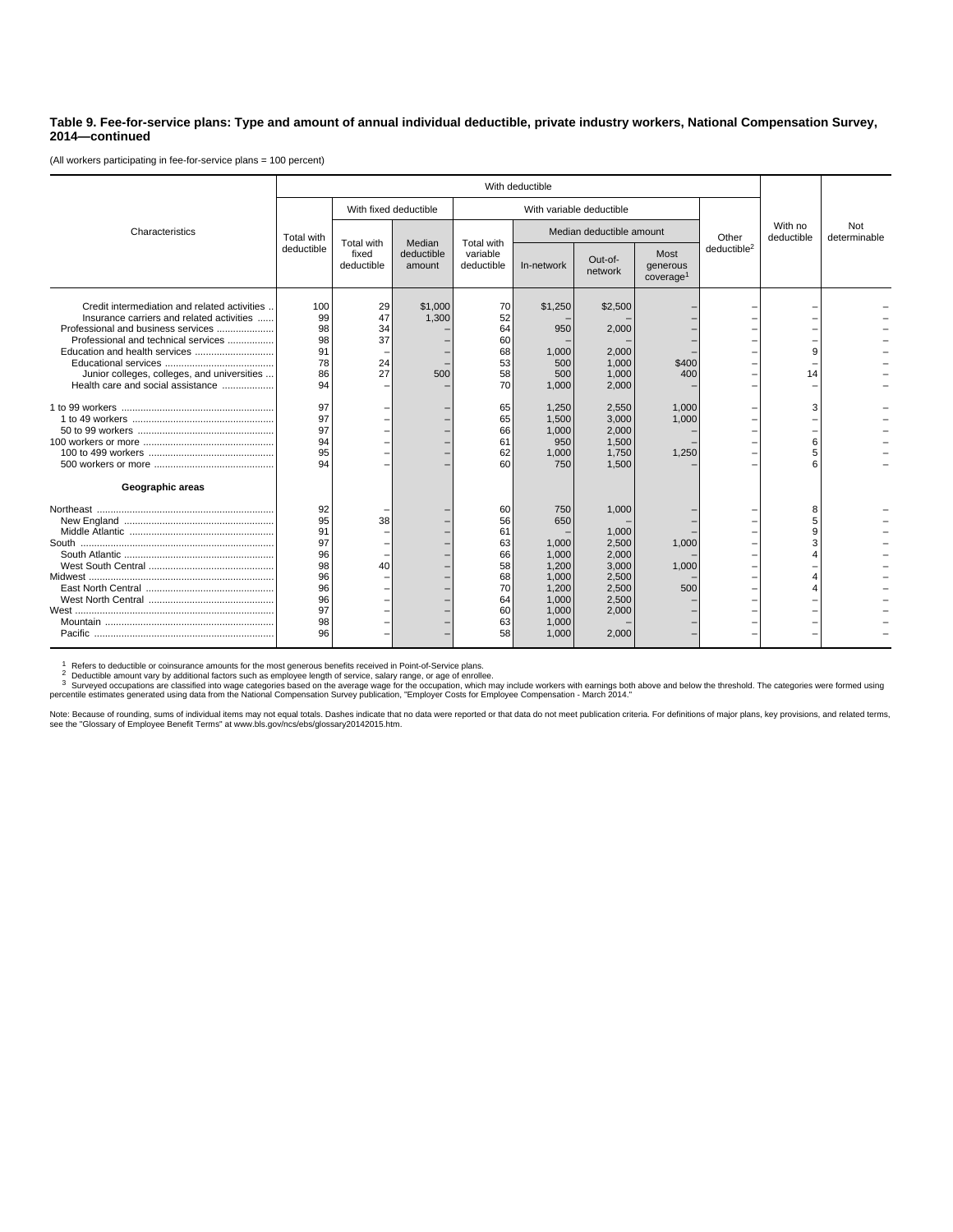**Table 9. Fee-for-service plans: Type and amount of annual individual deductible, private industry workers, National Compensation Survey, 2014—continued**

(All workers participating in fee-for-service plans = 100 percent)

| Characteristics | With deductible | | | | | | | | With no deductible | Not determinable |
|---|---|---|---|---|---|---|---|---|---|---|
| | Total with deductible | With fixed deductible | | With variable deductible | | | | Other deductible[2] | | |
| | | Total with fixed deductible | Median deductible amount | Total with variable deductible | Median deductible amount: In-network | Median deductible amount: Out-of-network | Median deductible amount: Most generous coverage[1] | | | |
| Credit intermediation and related activities | 100 | 29 | $1,000 | 70 | $1,250 | $2,500 | – | – | – | – |
| Insurance carriers and related activities | 99 | 47 | 1,300 | 52 | – | – | – | – | – | – |
| Professional and business services | 98 | 34 | – | 64 | 950 | 2,000 | – | – | – | – |
| Professional and technical services | 98 | 37 | – | 60 | – | – | – | – | – | – |
| Education and health services | 91 | – | – | 68 | 1,000 | 2,000 | – | – | 9 | – |
| Educational services | 78 | 24 | – | 53 | 500 | 1,000 | $400 | – | – | – |
| Junior colleges, colleges, and universities | 86 | 27 | 500 | 58 | 500 | 1,000 | 400 | – | 14 | – |
| Health care and social assistance | 94 | – | – | 70 | 1,000 | 2,000 | – | – | – | – |
| 1 to 99 workers | 97 | – | – | 65 | 1,250 | 2,550 | 1,000 | – | 3 | – |
| 1 to 49 workers | 97 | – | – | 65 | 1,500 | 3,000 | 1,000 | – | – | – |
| 50 to 99 workers | 97 | – | – | 66 | 1,000 | 2,000 | – | – | – | – |
| 100 workers or more | 94 | – | – | 61 | 950 | 1,500 | – | – | 6 | – |
| 100 to 499 workers | 95 | – | – | 62 | 1,000 | 1,750 | 1,250 | – | 5 | – |
| 500 workers or more | 94 | – | – | 60 | 750 | 1,500 | – | – | 6 | – |
| **Geographic areas** | | | | | | | | | | |
| Northeast | 92 | – | – | 60 | 750 | 1,000 | – | – | 8 | – |
| New England | 95 | 38 | – | 56 | 650 | – | – | – | 5 | – |
| Middle Atlantic | 91 | – | – | 61 | – | 1,000 | – | – | 9 | – |
| South | 97 | – | – | 63 | 1,000 | 2,500 | 1,000 | – | 3 | – |
| South Atlantic | 96 | – | – | 66 | 1,000 | 2,000 | – | – | 4 | – |
| West South Central | 98 | 40 | – | 58 | 1,200 | 3,000 | 1,000 | – | – | – |
| Midwest | 96 | – | – | 68 | 1,000 | 2,500 | – | – | 4 | – |
| East North Central | 96 | – | – | 70 | 1,200 | 2,500 | 500 | – | 4 | – |
| West North Central | 96 | – | – | 64 | 1,000 | 2,500 | – | – | – | – |
| West | 97 | – | – | 60 | 1,000 | 2,000 | – | – | – | – |
| Mountain | 98 | – | – | 63 | 1,000 | – | – | – | – | – |
| Pacific | 96 | – | – | 58 | 1,000 | 2,000 | – | – | – | – |

[1] Refers to deductible or coinsurance amounts for the most generous benefits received in Point-of-Service plans.
[2] Deductible amount vary by additional factors such as employee length of service, salary range, or age of enrollee.
[3] Surveyed occupations are classified into wage categories based on the average wage for the occupation, which may include workers with earnings both above and below the threshold. The categories were formed using percentile estimates generated using data from the National Compensation Survey publication, "Employer Costs for Employee Compensation - March 2014."

Note: Because of rounding, sums of individual items may not equal totals. Dashes indicate that no data were reported or that data do not meet publication criteria. For definitions of major plans, key provisions, and related terms, see the "Glossary of Employee Benefit Terms" at www.bls.gov/ncs/ebs/glossary20142015.htm.